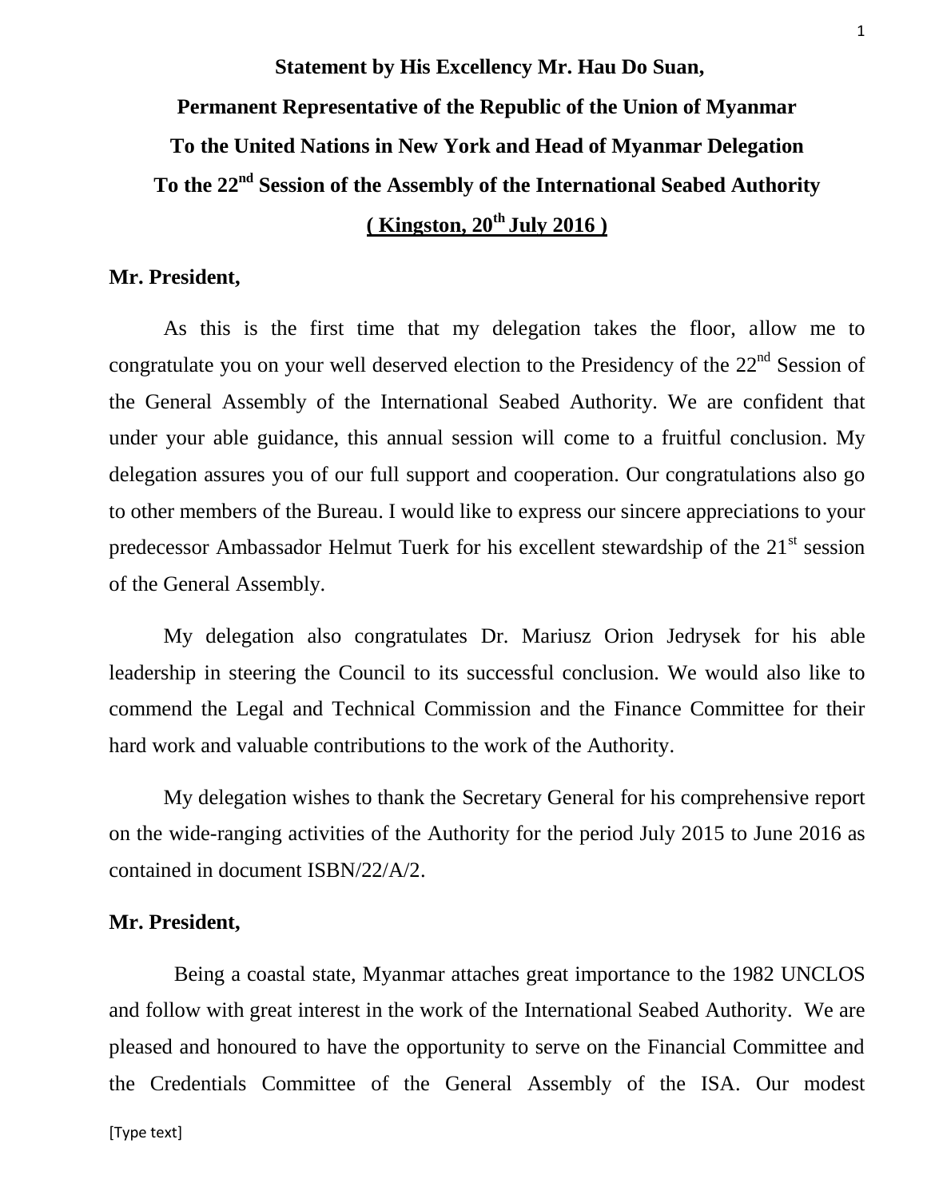**Statement by His Excellency Mr. Hau Do Suan,**

**Permanent Representative of the Republic of the Union of Myanmar**

**To the United Nations in New York and Head of Myanmar Delegation**

**To the 22nd Session of the Assembly of the International Seabed Authority**

**( Kingston, 20th July 2016 )**

**Mr. President,**

As this is the first time that my delegation takes the floor, allow me to congratulate you on your well deserved election to the Presidency of the 22nd Session of the General Assembly of the International Seabed Authority. We are confident that under your able guidance, this annual session will come to a fruitful conclusion. My delegation assures you of our full support and cooperation. Our congratulations also go to other members of the Bureau. I would like to express our sincere appreciations to your predecessor Ambassador Helmut Tuerk for his excellent stewardship of the 21st session of the General Assembly.

My delegation also congratulates Dr. Mariusz Orion Jedrysek for his able leadership in steering the Council to its successful conclusion. We would also like to commend the Legal and Technical Commission and the Finance Committee for their hard work and valuable contributions to the work of the Authority.

My delegation wishes to thank the Secretary General for his comprehensive report on the wide-ranging activities of the Authority for the period July 2015 to June 2016 as contained in document ISBN/22/A/2.

**Mr. President,**

Being a coastal state, Myanmar attaches great importance to the 1982 UNCLOS and follow with great interest in the work of the International Seabed Authority. We are pleased and honoured to have the opportunity to serve on the Financial Committee and the Credentials Committee of the General Assembly of the ISA. Our modest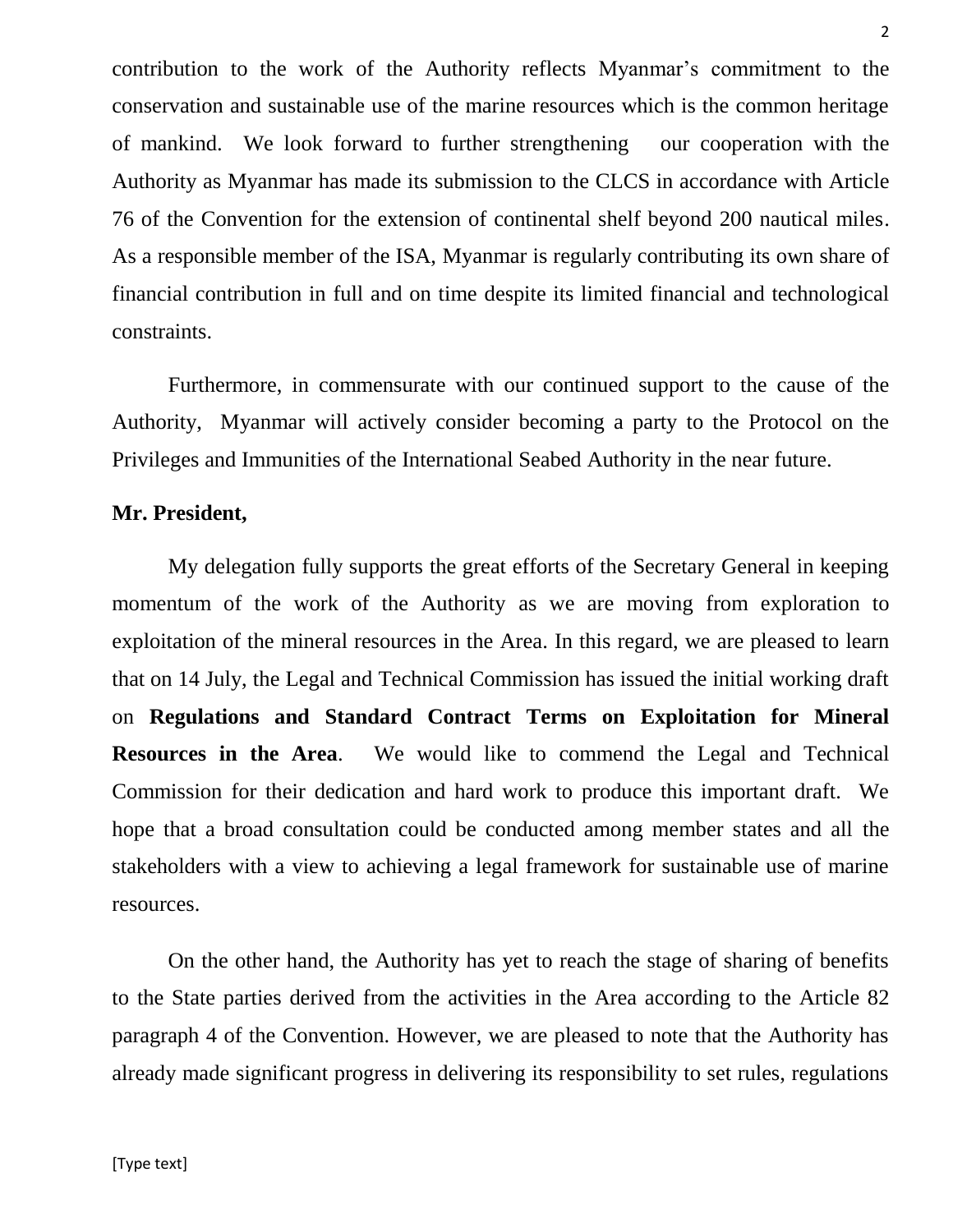contribution to the work of the Authority reflects Myanmar's commitment to the conservation and sustainable use of the marine resources which is the common heritage of mankind. We look forward to further strengthening our cooperation with the Authority as Myanmar has made its submission to the CLCS in accordance with Article 76 of the Convention for the extension of continental shelf beyond 200 nautical miles. As a responsible member of the ISA, Myanmar is regularly contributing its own share of financial contribution in full and on time despite its limited financial and technological constraints.

Furthermore, in commensurate with our continued support to the cause of the Authority, Myanmar will actively consider becoming a party to the Protocol on the Privileges and Immunities of the International Seabed Authority in the near future.

**Mr. President,**

My delegation fully supports the great efforts of the Secretary General in keeping momentum of the work of the Authority as we are moving from exploration to exploitation of the mineral resources in the Area. In this regard, we are pleased to learn that on 14 July, the Legal and Technical Commission has issued the initial working draft on **Regulations and Standard Contract Terms on Exploitation for Mineral Resources in the Area**. We would like to commend the Legal and Technical Commission for their dedication and hard work to produce this important draft. We hope that a broad consultation could be conducted among member states and all the stakeholders with a view to achieving a legal framework for sustainable use of marine resources.

On the other hand, the Authority has yet to reach the stage of sharing of benefits to the State parties derived from the activities in the Area according to the Article 82 paragraph 4 of the Convention. However, we are pleased to note that the Authority has already made significant progress in delivering its responsibility to set rules, regulations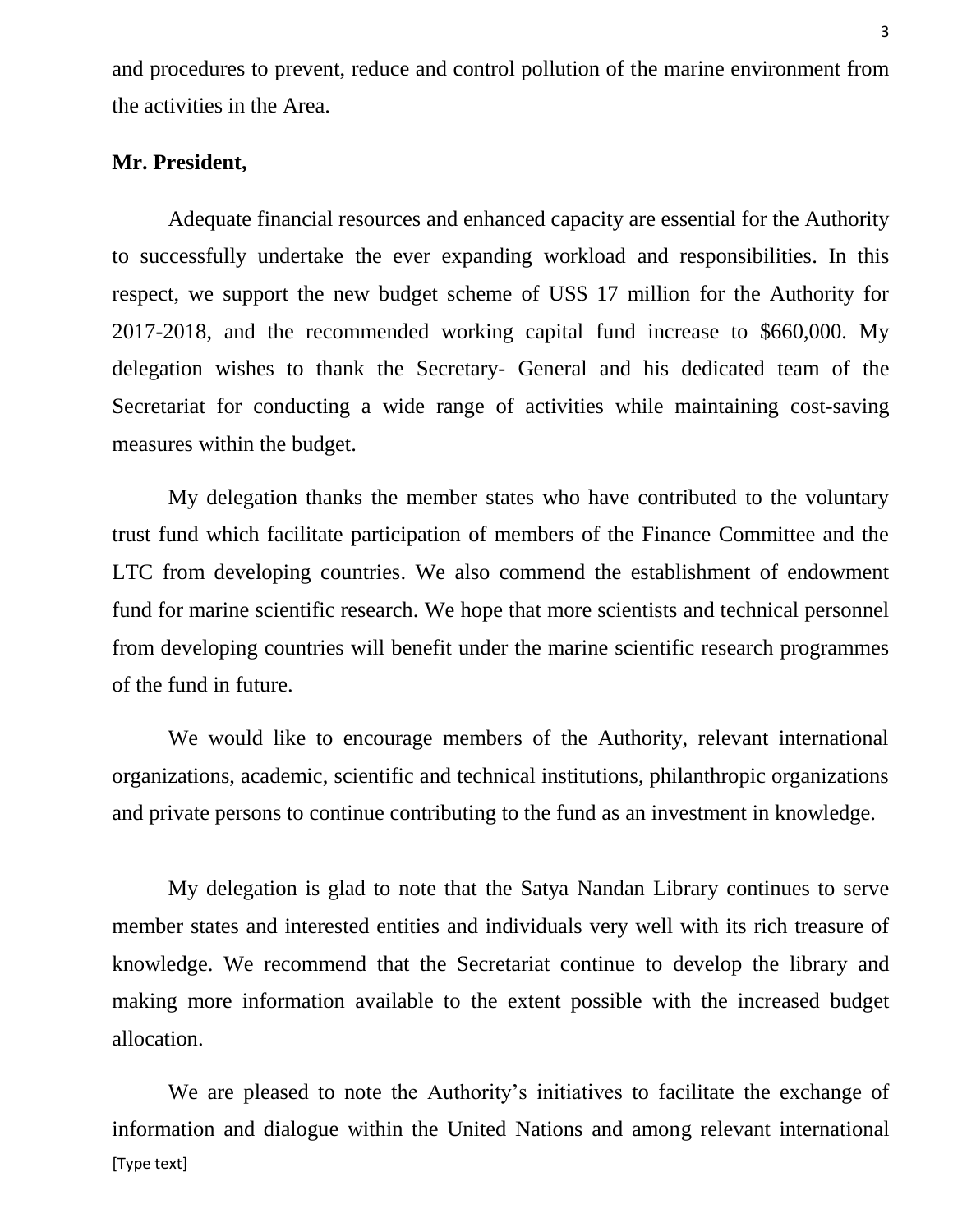and procedures to prevent, reduce and control pollution of the marine environment from the activities in the Area.

**Mr. President,**

Adequate financial resources and enhanced capacity are essential for the Authority to successfully undertake the ever expanding workload and responsibilities. In this respect, we support the new budget scheme of US$ 17 million for the Authority for 2017-2018, and the recommended working capital fund increase to $660,000. My delegation wishes to thank the Secretary- General and his dedicated team of the Secretariat for conducting a wide range of activities while maintaining cost-saving measures within the budget.

My delegation thanks the member states who have contributed to the voluntary trust fund which facilitate participation of members of the Finance Committee and the LTC from developing countries. We also commend the establishment of endowment fund for marine scientific research. We hope that more scientists and technical personnel from developing countries will benefit under the marine scientific research programmes of the fund in future.

We would like to encourage members of the Authority, relevant international organizations, academic, scientific and technical institutions, philanthropic organizations and private persons to continue contributing to the fund as an investment in knowledge.

My delegation is glad to note that the Satya Nandan Library continues to serve member states and interested entities and individuals very well with its rich treasure of knowledge. We recommend that the Secretariat continue to develop the library and making more information available to the extent possible with the increased budget allocation.

We are pleased to note the Authority's initiatives to facilitate the exchange of information and dialogue within the United Nations and among relevant international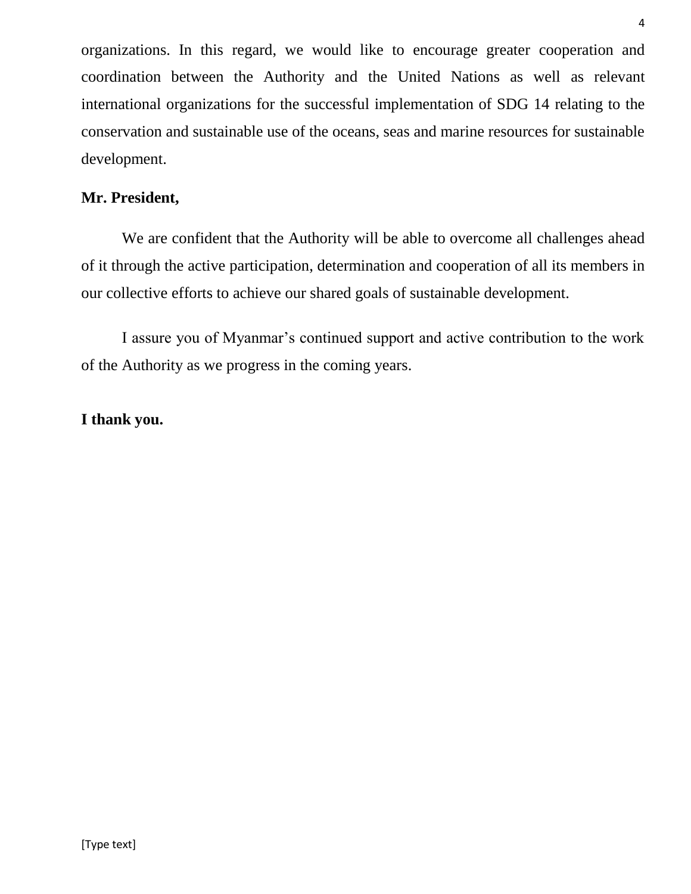organizations. In this regard, we would like to encourage greater cooperation and coordination between the Authority and the United Nations as well as relevant international organizations for the successful implementation of SDG 14 relating to the conservation and sustainable use of the oceans, seas and marine resources for sustainable development.

**Mr. President,**

We are confident that the Authority will be able to overcome all challenges ahead of it through the active participation, determination and cooperation of all its members in our collective efforts to achieve our shared goals of sustainable development.

I assure you of Myanmar's continued support and active contribution to the work of the Authority as we progress in the coming years.

**I thank you.**